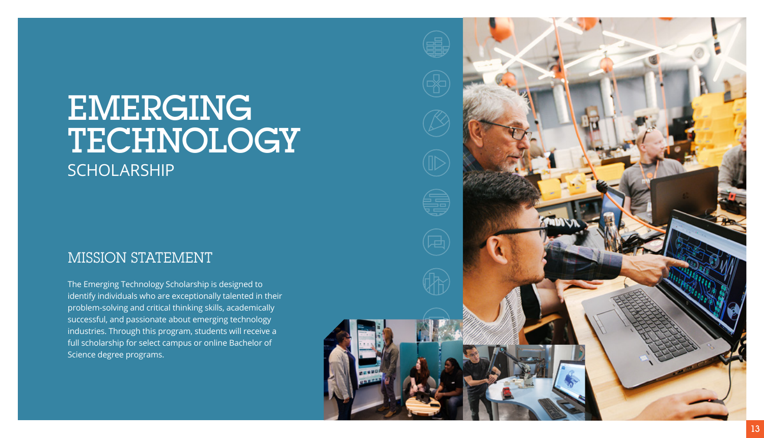# EMERGING TECHNOLOGY
## SCHOLARSHIP

## MISSION STATEMENT

The Emerging Technology Scholarship is designed to identify individuals who are exceptionally talented in their problem-solving and critical thinking skills, academically successful, and passionate about emerging technology industries. Through this program, students will receive a full scholarship for select campus or online Bachelor of Science degree programs.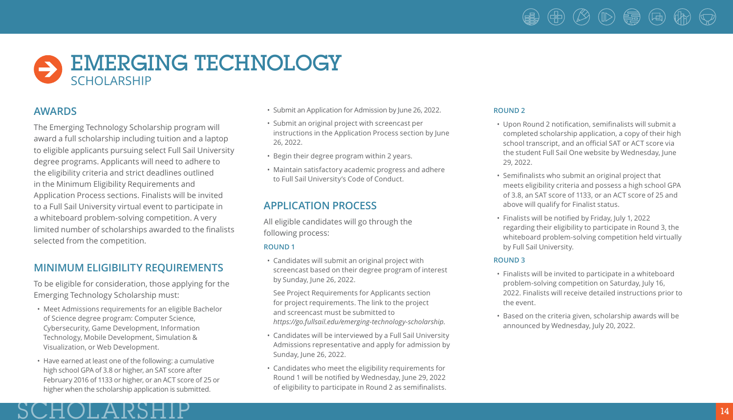# EMERGING TECHNOLOGY
## SCHOLARSHIP

## AWARDS

The Emerging Technology Scholarship program will award a full scholarship including tuition and a laptop to eligible applicants pursuing select Full Sail University degree programs. Applicants will need to adhere to the eligibility criteria and strict deadlines outlined in the Minimum Eligibility Requirements and Application Process sections. Finalists will be invited to a Full Sail University virtual event to participate in a whiteboard problem-solving competition. A very limited number of scholarships awarded to the finalists selected from the competition.

## MINIMUM ELIGIBILITY REQUIREMENTS

To be eligible for consideration, those applying for the Emerging Technology Scholarship must:

- Meet Admissions requirements for an eligible Bachelor of Science degree program: Computer Science, Cybersecurity, Game Development, Information Technology, Mobile Development, Simulation & Visualization, or Web Development.
- Have earned at least one of the following: a cumulative high school GPA of 3.8 or higher, an SAT score after February 2016 of 1133 or higher, or an ACT score of 25 or higher when the scholarship application is submitted.
- Submit an Application for Admission by June 26, 2022.
- Submit an original project with screencast per instructions in the Application Process section by June 26, 2022.
- Begin their degree program within 2 years.
- Maintain satisfactory academic progress and adhere to Full Sail University's Code of Conduct.

## APPLICATION PROCESS

All eligible candidates will go through the following process:

**ROUND 1**

- Candidates will submit an original project with screencast based on their degree program of interest by Sunday, June 26, 2022.

  See Project Requirements for Applicants section for project requirements. The link to the project and screencast must be submitted to *https://go.fullsail.edu/emerging-technology-scholarship*.
- Candidates will be interviewed by a Full Sail University Admissions representative and apply for admission by Sunday, June 26, 2022.
- Candidates who meet the eligibility requirements for Round 1 will be notified by Wednesday, June 29, 2022 of eligibility to participate in Round 2 as semifinalists.

**ROUND 2**

- Upon Round 2 notification, semifinalists will submit a completed scholarship application, a copy of their high school transcript, and an official SAT or ACT score via the student Full Sail One website by Wednesday, June 29, 2022.
- Semifinalists who submit an original project that meets eligibility criteria and possess a high school GPA of 3.8, an SAT score of 1133, or an ACT score of 25 and above will qualify for Finalist status.
- Finalists will be notified by Friday, July 1, 2022 regarding their eligibility to participate in Round 3, the whiteboard problem-solving competition held virtually by Full Sail University.

**ROUND 3**

- Finalists will be invited to participate in a whiteboard problem-solving competition on Saturday, July 16, 2022. Finalists will receive detailed instructions prior to the event.
- Based on the criteria given, scholarship awards will be announced by Wednesday, July 20, 2022.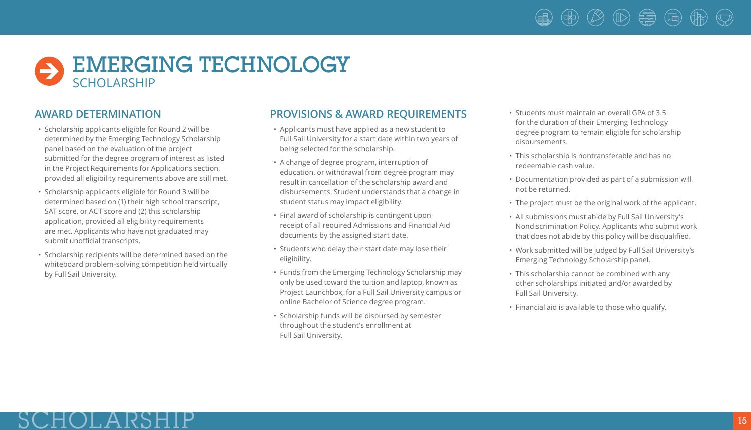# EMERGING TECHNOLOGY SCHOLARSHIP

## AWARD DETERMINATION

- Scholarship applicants eligible for Round 2 will be determined by the Emerging Technology Scholarship panel based on the evaluation of the project submitted for the degree program of interest as listed in the Project Requirements for Applications section, provided all eligibility requirements above are still met.
- Scholarship applicants eligible for Round 3 will be determined based on (1) their high school transcript, SAT score, or ACT score and (2) this scholarship application, provided all eligibility requirements are met. Applicants who have not graduated may submit unofficial transcripts.
- Scholarship recipients will be determined based on the whiteboard problem-solving competition held virtually by Full Sail University.

## PROVISIONS & AWARD REQUIREMENTS

- Applicants must have applied as a new student to Full Sail University for a start date within two years of being selected for the scholarship.
- A change of degree program, interruption of education, or withdrawal from degree program may result in cancellation of the scholarship award and disbursements. Student understands that a change in student status may impact eligibility.
- Final award of scholarship is contingent upon receipt of all required Admissions and Financial Aid documents by the assigned start date.
- Students who delay their start date may lose their eligibility.
- Funds from the Emerging Technology Scholarship may only be used toward the tuition and laptop, known as Project Launchbox, for a Full Sail University campus or online Bachelor of Science degree program.
- Scholarship funds will be disbursed by semester throughout the student's enrollment at Full Sail University.
- Students must maintain an overall GPA of 3.5 for the duration of their Emerging Technology degree program to remain eligible for scholarship disbursements.
- This scholarship is nontransferable and has no redeemable cash value.
- Documentation provided as part of a submission will not be returned.
- The project must be the original work of the applicant.
- All submissions must abide by Full Sail University's Nondiscrimination Policy. Applicants who submit work that does not abide by this policy will be disqualified.
- Work submitted will be judged by Full Sail University's Emerging Technology Scholarship panel.
- This scholarship cannot be combined with any other scholarships initiated and/or awarded by Full Sail University.
- Financial aid is available to those who qualify.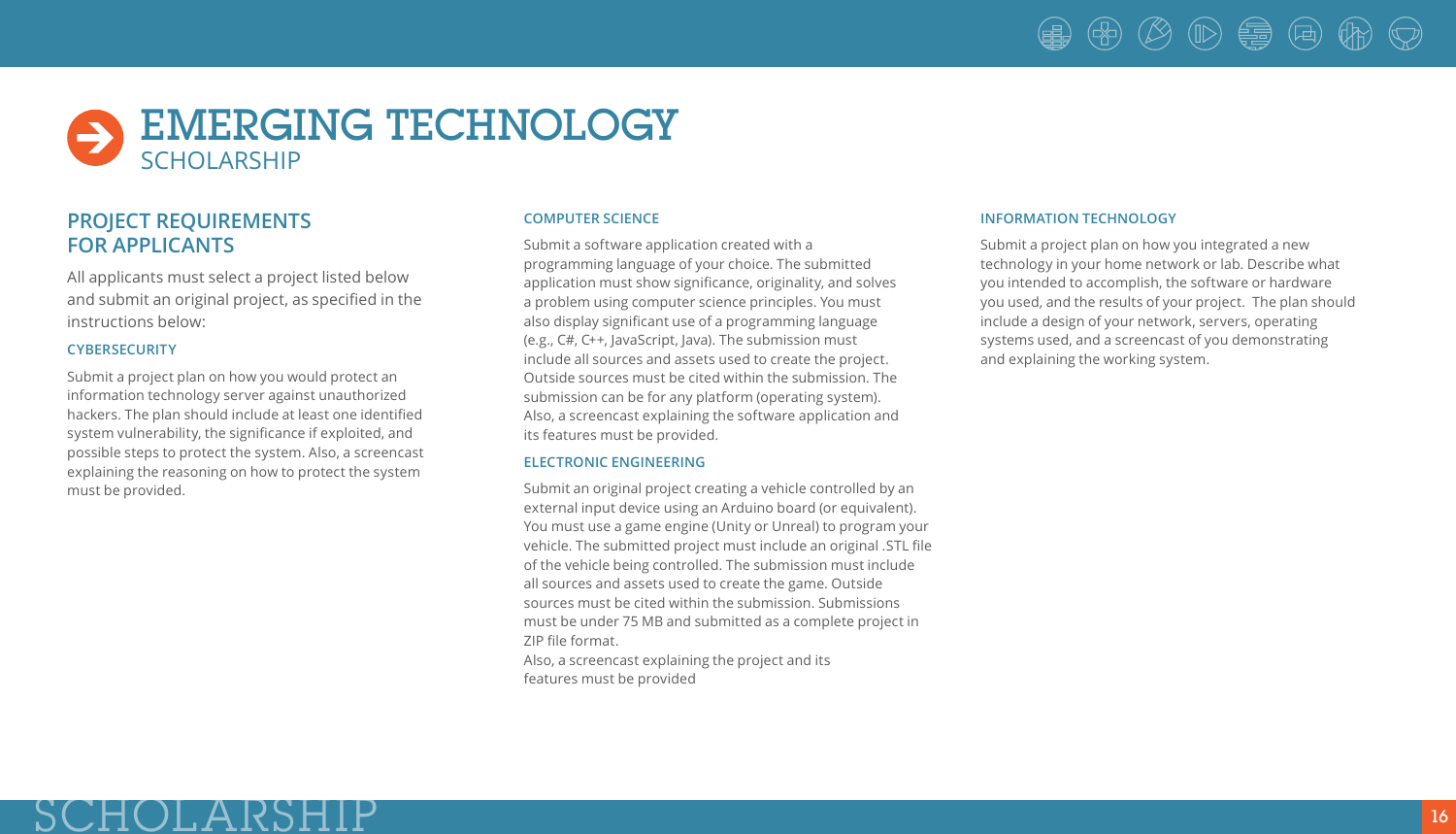# EMERGING TECHNOLOGY
## SCHOLARSHIP

## PROJECT REQUIREMENTS FOR APPLICANTS

All applicants must select a project listed below and submit an original project, as specified in the instructions below:

### CYBERSECURITY

Submit a project plan on how you would protect an information technology server against unauthorized hackers. The plan should include at least one identified system vulnerability, the significance if exploited, and possible steps to protect the system. Also, a screencast explaining the reasoning on how to protect the system must be provided.

### COMPUTER SCIENCE

Submit a software application created with a programming language of your choice. The submitted application must show significance, originality, and solves a problem using computer science principles. You must also display significant use of a programming language (e.g., C#, C++, JavaScript, Java). The submission must include all sources and assets used to create the project. Outside sources must be cited within the submission. The submission can be for any platform (operating system). Also, a screencast explaining the software application and its features must be provided.

### ELECTRONIC ENGINEERING

Submit an original project creating a vehicle controlled by an external input device using an Arduino board (or equivalent). You must use a game engine (Unity or Unreal) to program your vehicle. The submitted project must include an original .STL file of the vehicle being controlled. The submission must include all sources and assets used to create the game. Outside sources must be cited within the submission. Submissions must be under 75 MB and submitted as a complete project in ZIP file format.

Also, a screencast explaining the project and its features must be provided

### INFORMATION TECHNOLOGY

Submit a project plan on how you integrated a new technology in your home network or lab. Describe what you intended to accomplish, the software or hardware you used, and the results of your project. The plan should include a design of your network, servers, operating systems used, and a screencast of you demonstrating and explaining the working system.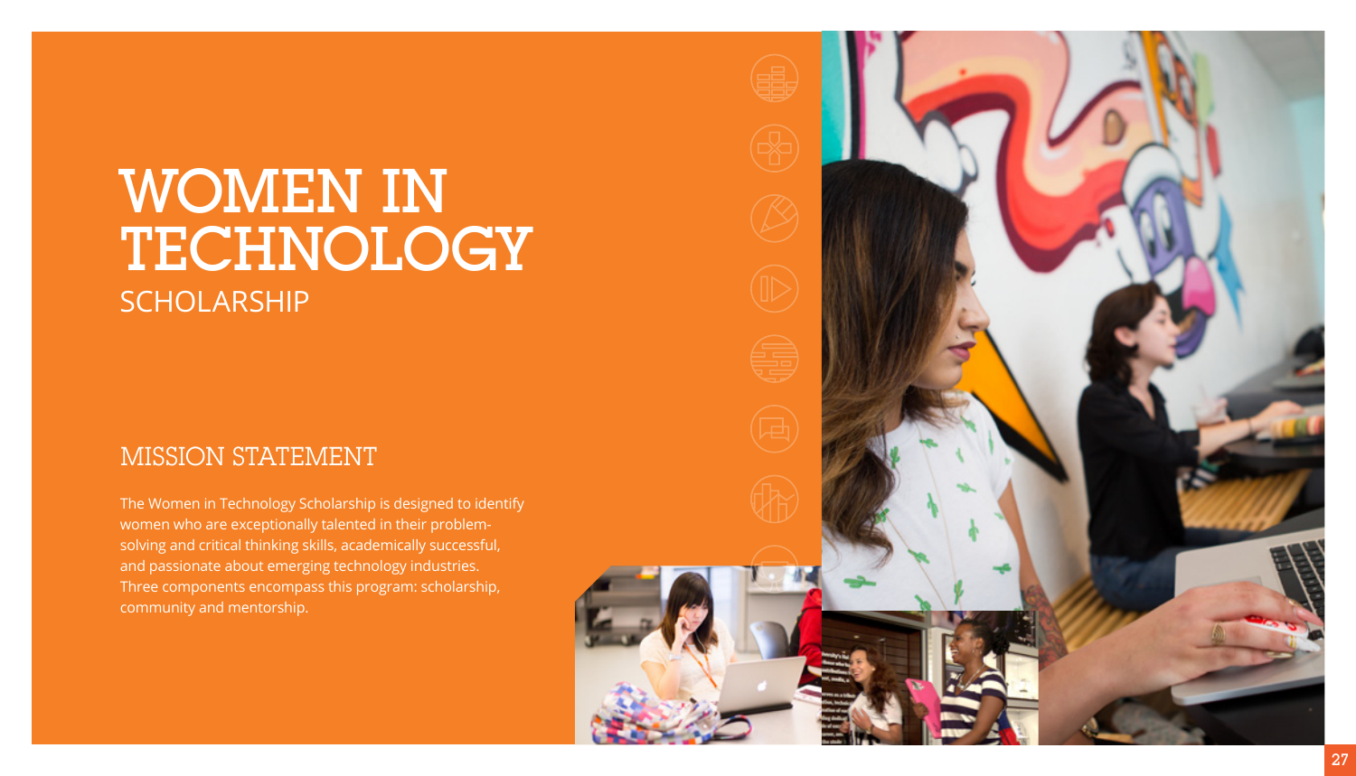# WOMEN IN TECHNOLOGY

SCHOLARSHIP

## MISSION STATEMENT

The Women in Technology Scholarship is designed to identify women who are exceptionally talented in their problem-solving and critical thinking skills, academically successful, and passionate about emerging technology industries. Three components encompass this program: scholarship, community and mentorship.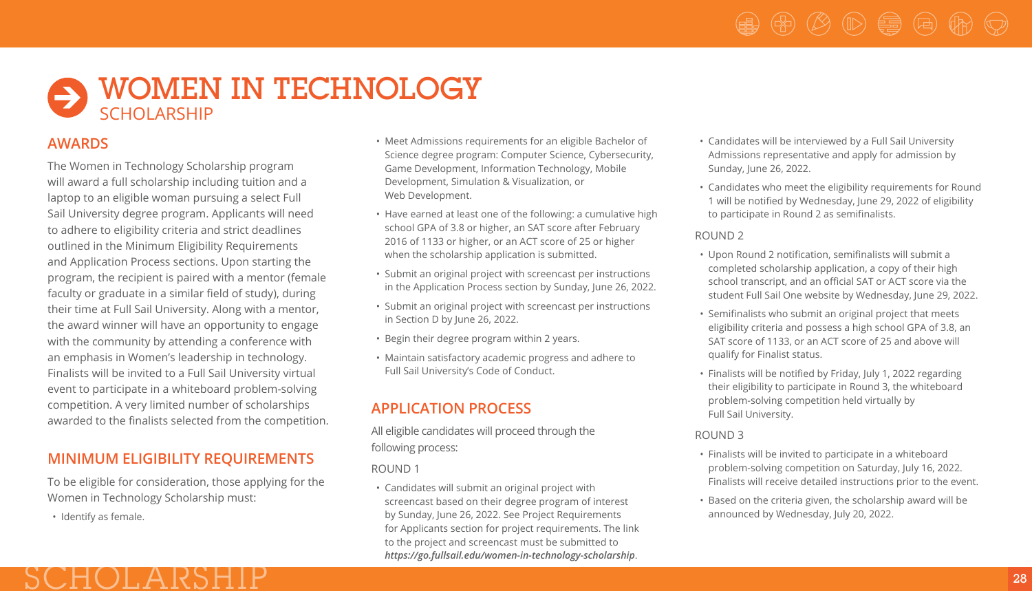# WOMEN IN TECHNOLOGY SCHOLARSHIP

## AWARDS

The Women in Technology Scholarship program will award a full scholarship including tuition and a laptop to an eligible woman pursuing a select Full Sail University degree program. Applicants will need to adhere to eligibility criteria and strict deadlines outlined in the Minimum Eligibility Requirements and Application Process sections. Upon starting the program, the recipient is paired with a mentor (female faculty or graduate in a similar field of study), during their time at Full Sail University. Along with a mentor, the award winner will have an opportunity to engage with the community by attending a conference with an emphasis in Women's leadership in technology. Finalists will be invited to a Full Sail University virtual event to participate in a whiteboard problem-solving competition. A very limited number of scholarships awarded to the finalists selected from the competition.

## MINIMUM ELIGIBILITY REQUIREMENTS

To be eligible for consideration, those applying for the Women in Technology Scholarship must:

- Identify as female.
- Meet Admissions requirements for an eligible Bachelor of Science degree program: Computer Science, Cybersecurity, Game Development, Information Technology, Mobile Development, Simulation & Visualization, or Web Development.
- Have earned at least one of the following: a cumulative high school GPA of 3.8 or higher, an SAT score after February 2016 of 1133 or higher, or an ACT score of 25 or higher when the scholarship application is submitted.
- Submit an original project with screencast per instructions in the Application Process section by Sunday, June 26, 2022.
- Submit an original project with screencast per instructions in Section D by June 26, 2022.
- Begin their degree program within 2 years.
- Maintain satisfactory academic progress and adhere to Full Sail University's Code of Conduct.

## APPLICATION PROCESS

All eligible candidates will proceed through the following process:

ROUND 1

- Candidates will submit an original project with screencast based on their degree program of interest by Sunday, June 26, 2022. See Project Requirements for Applicants section for project requirements. The link to the project and screencast must be submitted to ***https://go.fullsail.edu/women-in-technology-scholarship***.
- Candidates will be interviewed by a Full Sail University Admissions representative and apply for admission by Sunday, June 26, 2022.
- Candidates who meet the eligibility requirements for Round 1 will be notified by Wednesday, June 29, 2022 of eligibility to participate in Round 2 as semifinalists.

ROUND 2

- Upon Round 2 notification, semifinalists will submit a completed scholarship application, a copy of their high school transcript, and an official SAT or ACT score via the student Full Sail One website by Wednesday, June 29, 2022.
- Semifinalists who submit an original project that meets eligibility criteria and possess a high school GPA of 3.8, an SAT score of 1133, or an ACT score of 25 and above will qualify for Finalist status.
- Finalists will be notified by Friday, July 1, 2022 regarding their eligibility to participate in Round 3, the whiteboard problem-solving competition held virtually by Full Sail University.

ROUND 3

- Finalists will be invited to participate in a whiteboard problem-solving competition on Saturday, July 16, 2022. Finalists will receive detailed instructions prior to the event.
- Based on the criteria given, the scholarship award will be announced by Wednesday, July 20, 2022.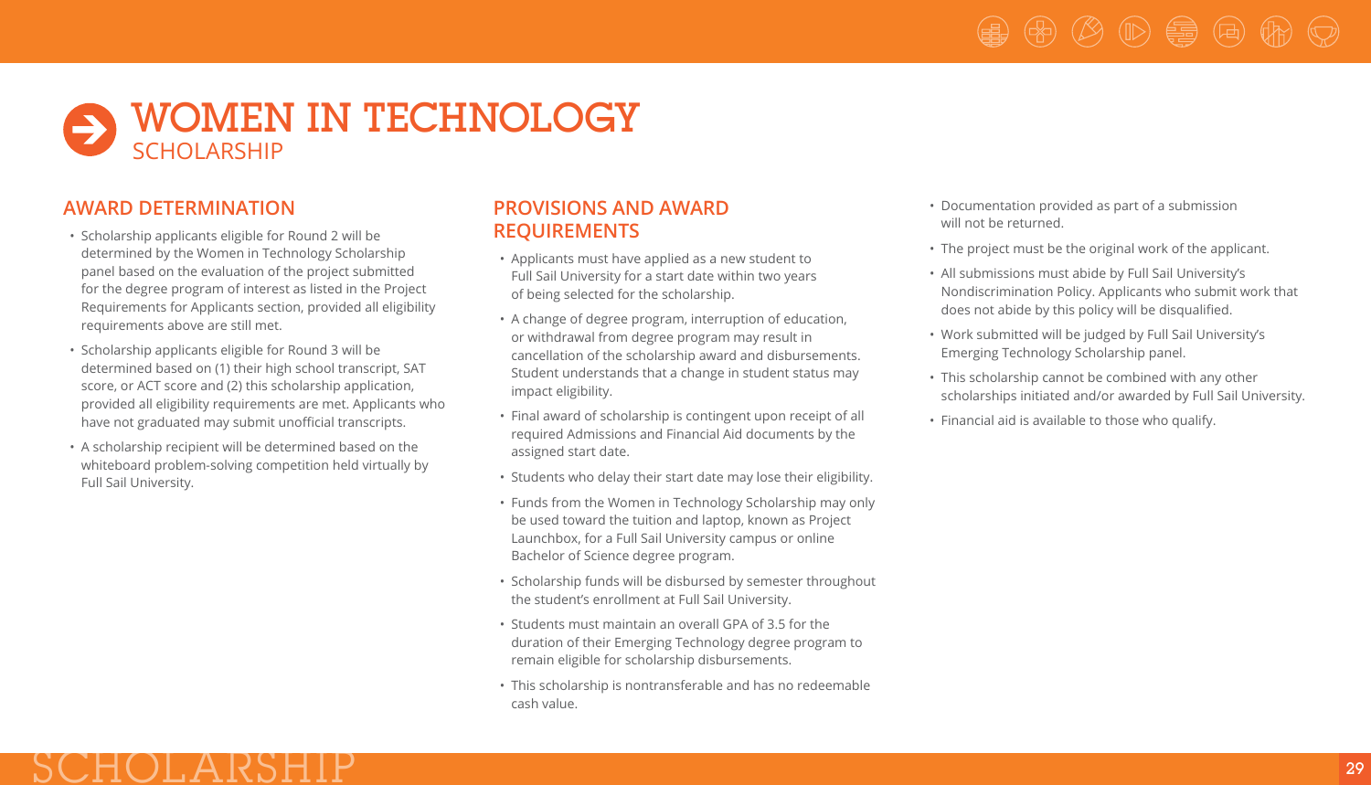# WOMEN IN TECHNOLOGY
## SCHOLARSHIP

### AWARD DETERMINATION

- Scholarship applicants eligible for Round 2 will be determined by the Women in Technology Scholarship panel based on the evaluation of the project submitted for the degree program of interest as listed in the Project Requirements for Applicants section, provided all eligibility requirements above are still met.
- Scholarship applicants eligible for Round 3 will be determined based on (1) their high school transcript, SAT score, or ACT score and (2) this scholarship application, provided all eligibility requirements are met. Applicants who have not graduated may submit unofficial transcripts.
- A scholarship recipient will be determined based on the whiteboard problem-solving competition held virtually by Full Sail University.

### PROVISIONS AND AWARD REQUIREMENTS

- Applicants must have applied as a new student to Full Sail University for a start date within two years of being selected for the scholarship.
- A change of degree program, interruption of education, or withdrawal from degree program may result in cancellation of the scholarship award and disbursements. Student understands that a change in student status may impact eligibility.
- Final award of scholarship is contingent upon receipt of all required Admissions and Financial Aid documents by the assigned start date.
- Students who delay their start date may lose their eligibility.
- Funds from the Women in Technology Scholarship may only be used toward the tuition and laptop, known as Project Launchbox, for a Full Sail University campus or online Bachelor of Science degree program.
- Scholarship funds will be disbursed by semester throughout the student's enrollment at Full Sail University.
- Students must maintain an overall GPA of 3.5 for the duration of their Emerging Technology degree program to remain eligible for scholarship disbursements.
- This scholarship is nontransferable and has no redeemable cash value.
- Documentation provided as part of a submission will not be returned.
- The project must be the original work of the applicant.
- All submissions must abide by Full Sail University's Nondiscrimination Policy. Applicants who submit work that does not abide by this policy will be disqualified.
- Work submitted will be judged by Full Sail University's Emerging Technology Scholarship panel.
- This scholarship cannot be combined with any other scholarships initiated and/or awarded by Full Sail University.
- Financial aid is available to those who qualify.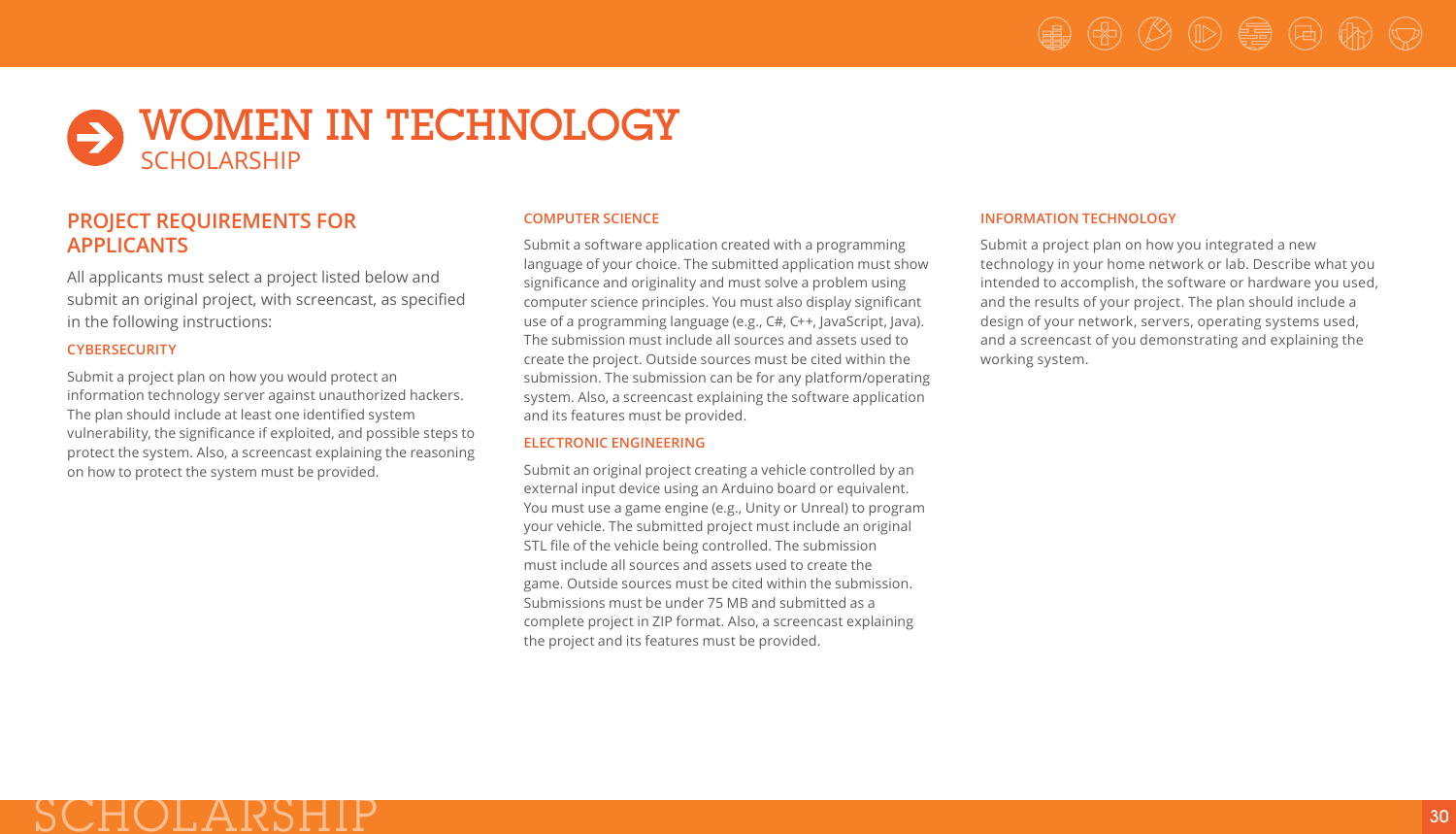# WOMEN IN TECHNOLOGY
SCHOLARSHIP

## PROJECT REQUIREMENTS FOR APPLICANTS

All applicants must select a project listed below and submit an original project, with screencast, as specified in the following instructions:

### CYBERSECURITY

Submit a project plan on how you would protect an information technology server against unauthorized hackers. The plan should include at least one identified system vulnerability, the significance if exploited, and possible steps to protect the system. Also, a screencast explaining the reasoning on how to protect the system must be provided.

### COMPUTER SCIENCE

Submit a software application created with a programming language of your choice. The submitted application must show significance and originality and must solve a problem using computer science principles. You must also display significant use of a programming language (e.g., C#, C++, JavaScript, Java). The submission must include all sources and assets used to create the project. Outside sources must be cited within the submission. The submission can be for any platform/operating system. Also, a screencast explaining the software application and its features must be provided.

### ELECTRONIC ENGINEERING

Submit an original project creating a vehicle controlled by an external input device using an Arduino board or equivalent. You must use a game engine (e.g., Unity or Unreal) to program your vehicle. The submitted project must include an original STL file of the vehicle being controlled. The submission must include all sources and assets used to create the game. Outside sources must be cited within the submission. Submissions must be under 75 MB and submitted as a complete project in ZIP format. Also, a screencast explaining the project and its features must be provided.

### INFORMATION TECHNOLOGY

Submit a project plan on how you integrated a new technology in your home network or lab. Describe what you intended to accomplish, the software or hardware you used, and the results of your project. The plan should include a design of your network, servers, operating systems used, and a screencast of you demonstrating and explaining the working system.